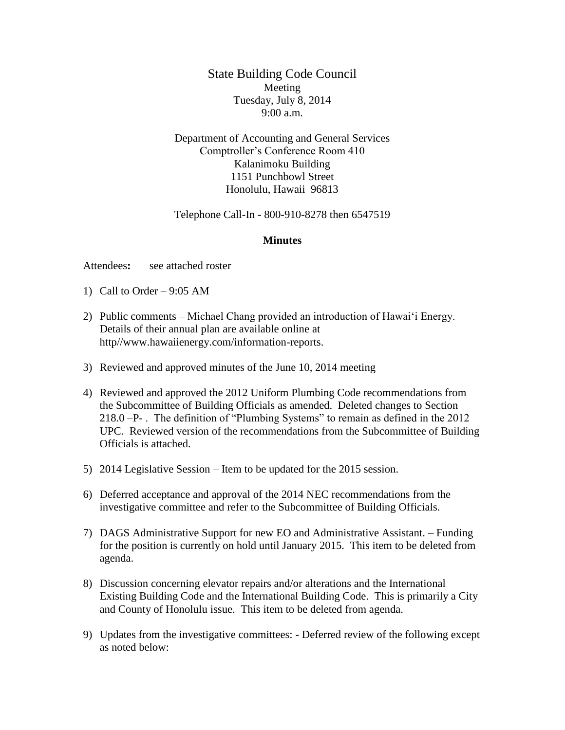# State Building Code Council

Meeting
Tuesday, July 8, 2014
9:00 a.m.

Department of Accounting and General Services
Comptroller's Conference Room 410
Kalanimoku Building
1151 Punchbowl Street
Honolulu, Hawaii 96813

Telephone Call-In - 800-910-8278 then 6547519

## Minutes

**Attendees:** see attached roster

1) Call to Order – 9:05 AM

2) Public comments – Michael Chang provided an introduction of Hawaiʻi Energy. Details of their annual plan are available online at http//www.hawaiienergy.com/information-reports.

3) Reviewed and approved minutes of the June 10, 2014 meeting

4) Reviewed and approved the 2012 Uniform Plumbing Code recommendations from the Subcommittee of Building Officials as amended. Deleted changes to Section 218.0 –P- . The definition of "Plumbing Systems" to remain as defined in the 2012 UPC. Reviewed version of the recommendations from the Subcommittee of Building Officials is attached.

5) 2014 Legislative Session – Item to be updated for the 2015 session.

6) Deferred acceptance and approval of the 2014 NEC recommendations from the investigative committee and refer to the Subcommittee of Building Officials.

7) DAGS Administrative Support for new EO and Administrative Assistant. – Funding for the position is currently on hold until January 2015. This item to be deleted from agenda.

8) Discussion concerning elevator repairs and/or alterations and the International Existing Building Code and the International Building Code. This is primarily a City and County of Honolulu issue. This item to be deleted from agenda.

9) Updates from the investigative committees: - Deferred review of the following except as noted below: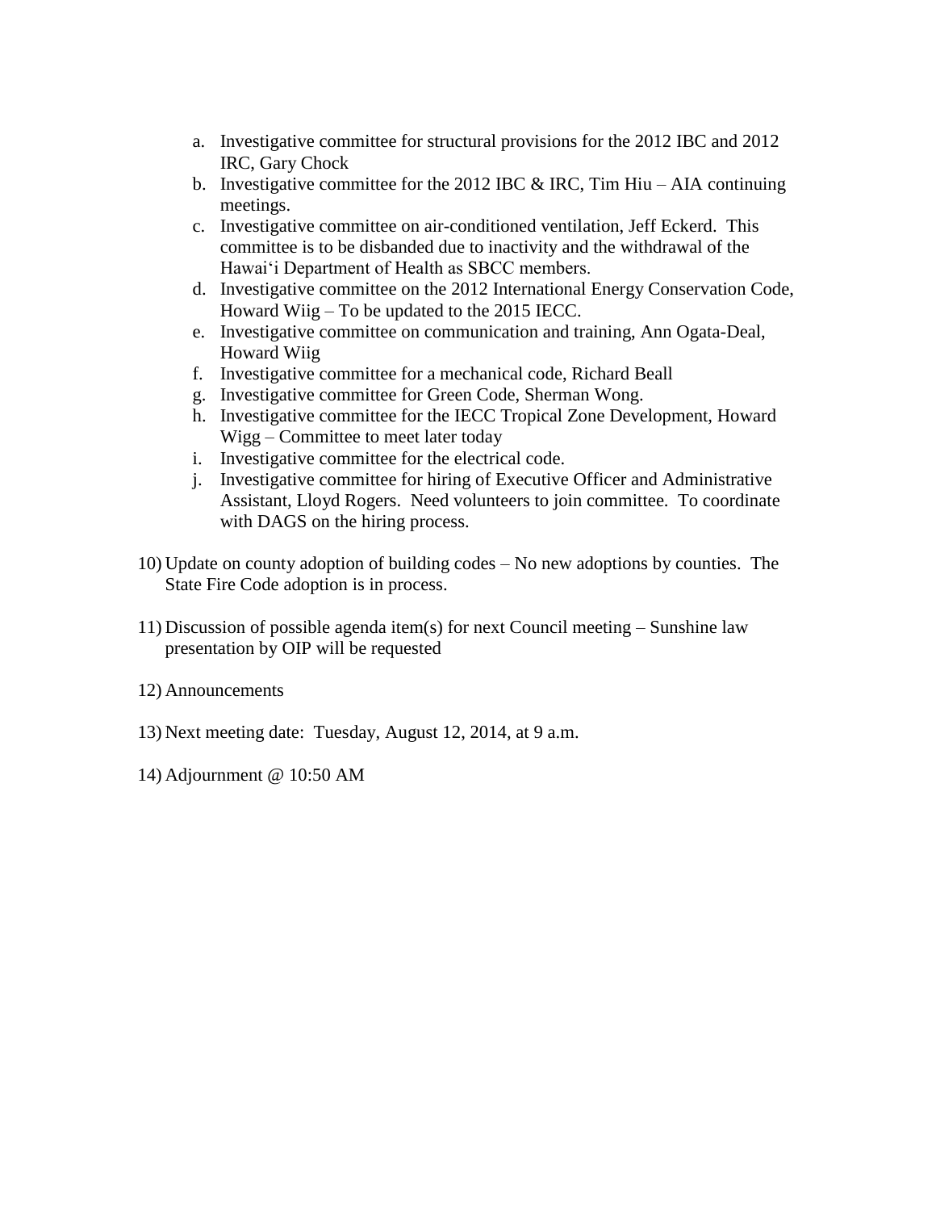a. Investigative committee for structural provisions for the 2012 IBC and 2012 IRC, Gary Chock
b. Investigative committee for the 2012 IBC & IRC, Tim Hiu – AIA continuing meetings.
c. Investigative committee on air-conditioned ventilation, Jeff Eckerd. This committee is to be disbanded due to inactivity and the withdrawal of the Hawaiʻi Department of Health as SBCC members.
d. Investigative committee on the 2012 International Energy Conservation Code, Howard Wiig – To be updated to the 2015 IECC.
e. Investigative committee on communication and training, Ann Ogata-Deal, Howard Wiig
f. Investigative committee for a mechanical code, Richard Beall
g. Investigative committee for Green Code, Sherman Wong.
h. Investigative committee for the IECC Tropical Zone Development, Howard Wigg – Committee to meet later today
i. Investigative committee for the electrical code.
j. Investigative committee for hiring of Executive Officer and Administrative Assistant, Lloyd Rogers. Need volunteers to join committee. To coordinate with DAGS on the hiring process.

10) Update on county adoption of building codes – No new adoptions by counties. The State Fire Code adoption is in process.

11) Discussion of possible agenda item(s) for next Council meeting – Sunshine law presentation by OIP will be requested

12) Announcements

13) Next meeting date: Tuesday, August 12, 2014, at 9 a.m.

14) Adjournment @ 10:50 AM